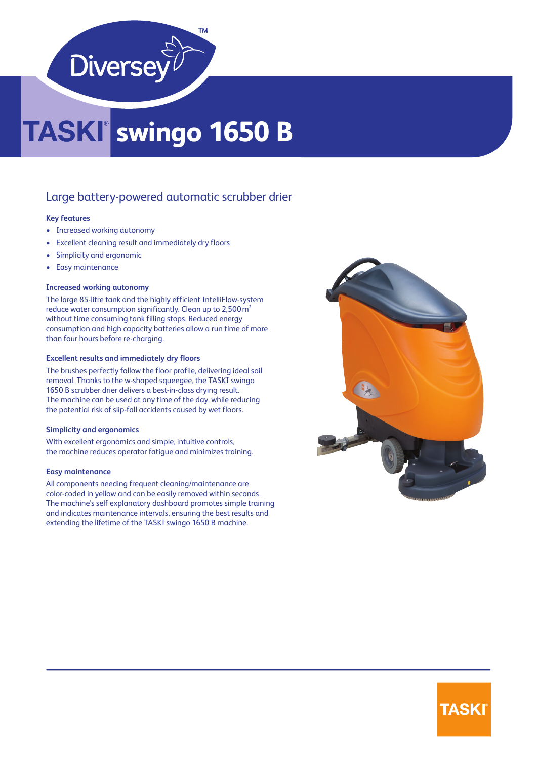# TASKI® swingo 1650 B

## Large battery-powered automatic scrubber drier

**Key features**

- Increased working autonomy
- Excellent cleaning result and immediately dry floors
- Simplicity and ergonomic
- Easy maintenance

**Increased working autonomy**

The large 85-litre tank and the highly efficient IntelliFlow-system reduce water consumption significantly. Clean up to 2,500 m² without time consuming tank filling stops. Reduced energy consumption and high capacity batteries allow a run time of more than four hours before re-charging.

**Excellent results and immediately dry floors**

The brushes perfectly follow the floor profile, delivering ideal soil removal. Thanks to the w-shaped squeegee, the TASKI swingo 1650 B scrubber drier delivers a best-in-class drying result. The machine can be used at any time of the day, while reducing the potential risk of slip-fall accidents caused by wet floors.

**Simplicity and ergonomics**

With excellent ergonomics and simple, intuitive controls, the machine reduces operator fatigue and minimizes training.

**Easy maintenance**

All components needing frequent cleaning/maintenance are color-coded in yellow and can be easily removed within seconds. The machine's self explanatory dashboard promotes simple training and indicates maintenance intervals, ensuring the best results and extending the lifetime of the TASKI swingo 1650 B machine.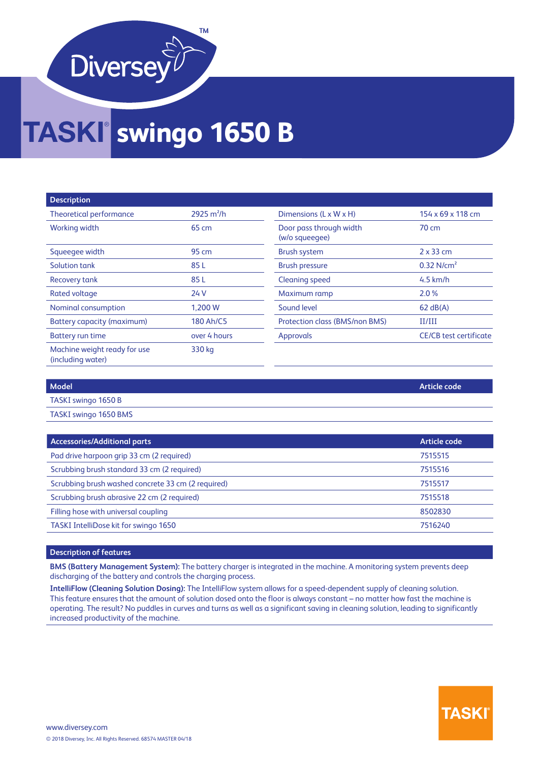# TASKI® swingo 1650 B

| Description | | | |
|---|---|---|---|
| Theoretical performance | 2925 $m^2$/h | Dimensions (L x W x H) | 154 x 69 x 118 cm |
| Working width | 65 cm | Door pass through width (w/o squeegee) | 70 cm |
| Squeegee width | 95 cm | Brush system | 2 x 33 cm |
| Solution tank | 85 L | Brush pressure | 0.32 N/$cm^2$ |
| Recovery tank | 85 L | Cleaning speed | 4.5 km/h |
| Rated voltage | 24 V | Maximum ramp | 2.0 % |
| Nominal consumption | 1,200 W | Sound level | 62 dB(A) |
| Battery capacity (maximum) | 180 Ah/C5 | Protection class (BMS/non BMS) | II/III |
| Battery run time | over 4 hours | Approvals | CE/CB test certificate |
| Machine weight ready for use (including water) | 330 kg | | |

| Model | Article code |
|---|---|
| TASKI swingo 1650 B | |
| TASKI swingo 1650 BMS | |

| Accessories/Additional parts | Article code |
|---|---|
| Pad drive harpoon grip 33 cm (2 required) | 7515515 |
| Scrubbing brush standard 33 cm (2 required) | 7515516 |
| Scrubbing brush washed concrete 33 cm (2 required) | 7515517 |
| Scrubbing brush abrasive 22 cm (2 required) | 7515518 |
| Filling hose with universal coupling | 8502830 |
| TASKI IntelliDose kit for swingo 1650 | 7516240 |

## Description of features

**BMS (Battery Management System):** The battery charger is integrated in the machine. A monitoring system prevents deep discharging of the battery and controls the charging process.

**IntelliFlow (Cleaning Solution Dosing):** The IntelliFlow system allows for a speed-dependent supply of cleaning solution. This feature ensures that the amount of solution dosed onto the floor is always constant – no matter how fast the machine is operating. The result? No puddles in curves and turns as well as a significant saving in cleaning solution, leading to significantly increased productivity of the machine.

www.diversey.com

© 2018 Diversey, Inc. All Rights Reserved. 68574 MASTER 04/18